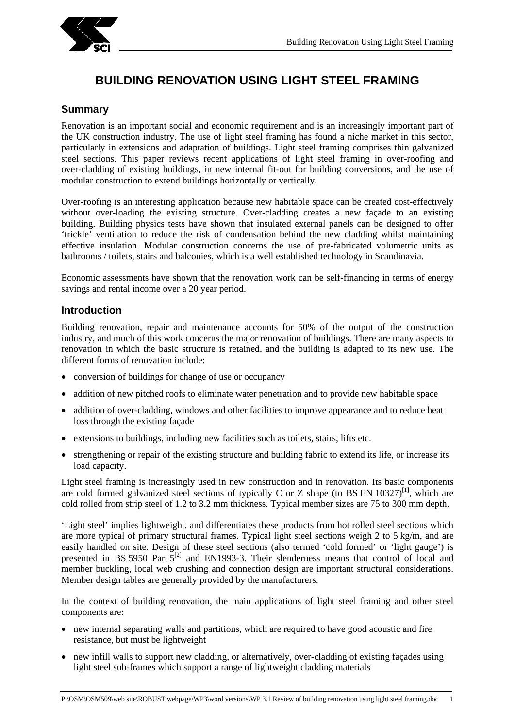# BUILDING RENOVATION USING LIGHT STEEL FRAMING

## Summary

Renovation is an important social and economic requirement and is an increasingly important part of the UK construction industry. The use of light steel framing has found a niche market in this sector, particularly in extensions and adaptation of buildings. Light steel framing comprises thin galvanized steel sections. This paper reviews recent applications of light steel framing in over-roofing and over-cladding of existing buildings, in new internal fit-out for building conversions, and the use of modular construction to extend buildings horizontally or vertically.

Over-roofing is an interesting application because new habitable space can be created cost-effectively without over-loading the existing structure. Over-cladding creates a new façade to an existing building. Building physics tests have shown that insulated external panels can be designed to offer 'trickle' ventilation to reduce the risk of condensation behind the new cladding whilst maintaining effective insulation. Modular construction concerns the use of pre-fabricated volumetric units as bathrooms / toilets, stairs and balconies, which is a well established technology in Scandinavia.

Economic assessments have shown that the renovation work can be self-financing in terms of energy savings and rental income over a 20 year period.

## Introduction

Building renovation, repair and maintenance accounts for 50% of the output of the construction industry, and much of this work concerns the major renovation of buildings. There are many aspects to renovation in which the basic structure is retained, and the building is adapted to its new use. The different forms of renovation include:

- conversion of buildings for change of use or occupancy
- addition of new pitched roofs to eliminate water penetration and to provide new habitable space
- addition of over-cladding, windows and other facilities to improve appearance and to reduce heat loss through the existing façade
- extensions to buildings, including new facilities such as toilets, stairs, lifts etc.
- strengthening or repair of the existing structure and building fabric to extend its life, or increase its load capacity.

Light steel framing is increasingly used in new construction and in renovation. Its basic components are cold formed galvanized steel sections of typically C or Z shape (to BS EN 10327)[1], which are cold rolled from strip steel of 1.2 to 3.2 mm thickness. Typical member sizes are 75 to 300 mm depth.

'Light steel' implies lightweight, and differentiates these products from hot rolled steel sections which are more typical of primary structural frames. Typical light steel sections weigh 2 to 5 kg/m, and are easily handled on site. Design of these steel sections (also termed 'cold formed' or 'light gauge') is presented in BS 5950 Part 5[2] and EN1993-3. Their slenderness means that control of local and member buckling, local web crushing and connection design are important structural considerations. Member design tables are generally provided by the manufacturers.

In the context of building renovation, the main applications of light steel framing and other steel components are:

- new internal separating walls and partitions, which are required to have good acoustic and fire resistance, but must be lightweight
- new infill walls to support new cladding, or alternatively, over-cladding of existing façades using light steel sub-frames which support a range of lightweight cladding materials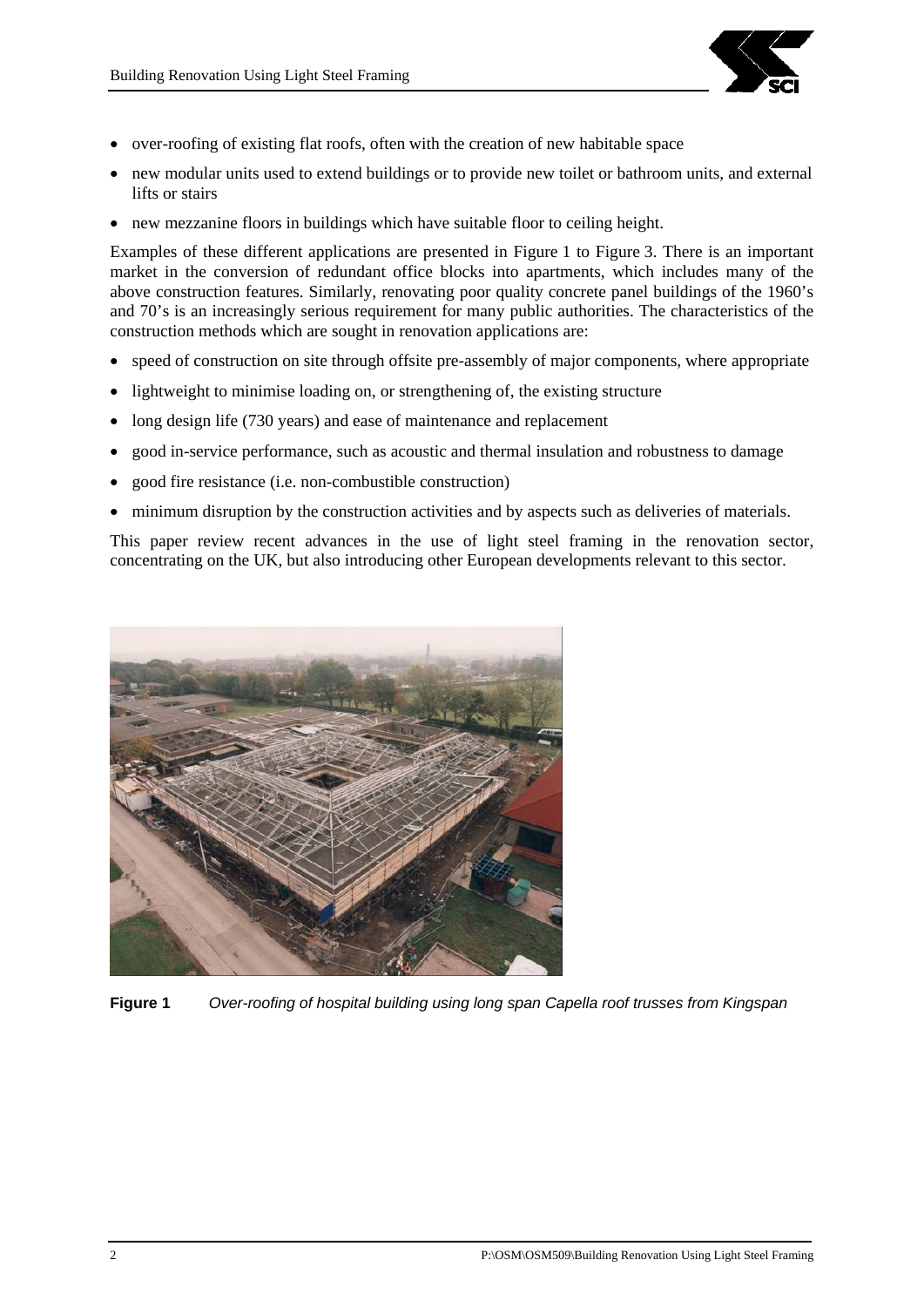- over-roofing of existing flat roofs, often with the creation of new habitable space
- new modular units used to extend buildings or to provide new toilet or bathroom units, and external lifts or stairs
- new mezzanine floors in buildings which have suitable floor to ceiling height.

Examples of these different applications are presented in Figure 1 to Figure 3. There is an important market in the conversion of redundant office blocks into apartments, which includes many of the above construction features. Similarly, renovating poor quality concrete panel buildings of the 1960's and 70's is an increasingly serious requirement for many public authorities. The characteristics of the construction methods which are sought in renovation applications are:

- speed of construction on site through offsite pre-assembly of major components, where appropriate
- lightweight to minimise loading on, or strengthening of, the existing structure
- long design life (730 years) and ease of maintenance and replacement
- good in-service performance, such as acoustic and thermal insulation and robustness to damage
- good fire resistance (i.e. non-combustible construction)
- minimum disruption by the construction activities and by aspects such as deliveries of materials.

This paper review recent advances in the use of light steel framing in the renovation sector, concentrating on the UK, but also introducing other European developments relevant to this sector.

**Figure 1** *Over-roofing of hospital building using long span Capella roof trusses from Kingspan*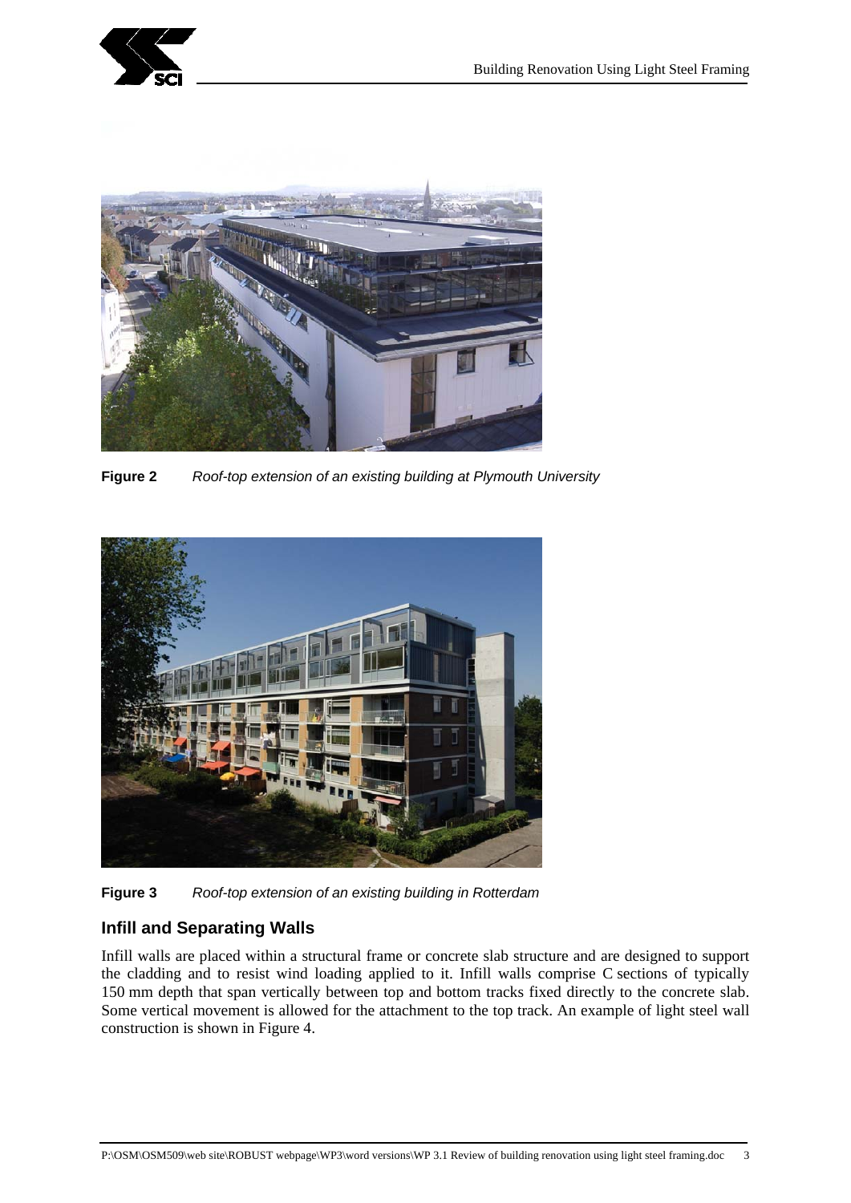**Figure 2** *Roof-top extension of an existing building at Plymouth University*

**Figure 3** *Roof-top extension of an existing building in Rotterdam*

### Infill and Separating Walls

Infill walls are placed within a structural frame or concrete slab structure and are designed to support the cladding and to resist wind loading applied to it. Infill walls comprise C sections of typically 150 mm depth that span vertically between top and bottom tracks fixed directly to the concrete slab. Some vertical movement is allowed for the attachment to the top track. An example of light steel wall construction is shown in Figure 4.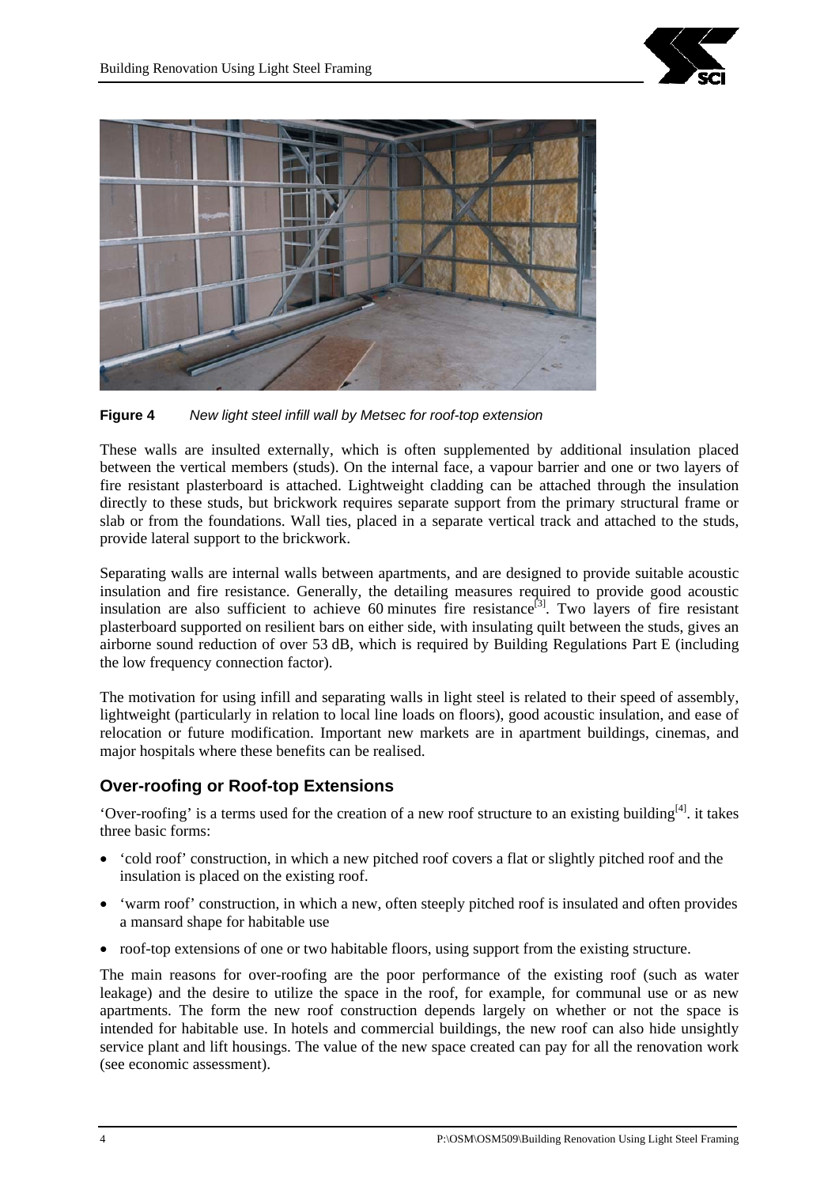**Figure 4** *New light steel infill wall by Metsec for roof-top extension*

These walls are insulted externally, which is often supplemented by additional insulation placed between the vertical members (studs). On the internal face, a vapour barrier and one or two layers of fire resistant plasterboard is attached. Lightweight cladding can be attached through the insulation directly to these studs, but brickwork requires separate support from the primary structural frame or slab or from the foundations. Wall ties, placed in a separate vertical track and attached to the studs, provide lateral support to the brickwork.

Separating walls are internal walls between apartments, and are designed to provide suitable acoustic insulation and fire resistance. Generally, the detailing measures required to provide good acoustic insulation are also sufficient to achieve 60 minutes fire resistance[3]. Two layers of fire resistant plasterboard supported on resilient bars on either side, with insulating quilt between the studs, gives an airborne sound reduction of over 53 dB, which is required by Building Regulations Part E (including the low frequency connection factor).

The motivation for using infill and separating walls in light steel is related to their speed of assembly, lightweight (particularly in relation to local line loads on floors), good acoustic insulation, and ease of relocation or future modification. Important new markets are in apartment buildings, cinemas, and major hospitals where these benefits can be realised.

## Over-roofing or Roof-top Extensions

'Over-roofing' is a terms used for the creation of a new roof structure to an existing building[4]. it takes three basic forms:

- 'cold roof' construction, in which a new pitched roof covers a flat or slightly pitched roof and the insulation is placed on the existing roof.
- 'warm roof' construction, in which a new, often steeply pitched roof is insulated and often provides a mansard shape for habitable use
- roof-top extensions of one or two habitable floors, using support from the existing structure.

The main reasons for over-roofing are the poor performance of the existing roof (such as water leakage) and the desire to utilize the space in the roof, for example, for communal use or as new apartments. The form the new roof construction depends largely on whether or not the space is intended for habitable use. In hotels and commercial buildings, the new roof can also hide unsightly service plant and lift housings. The value of the new space created can pay for all the renovation work (see economic assessment).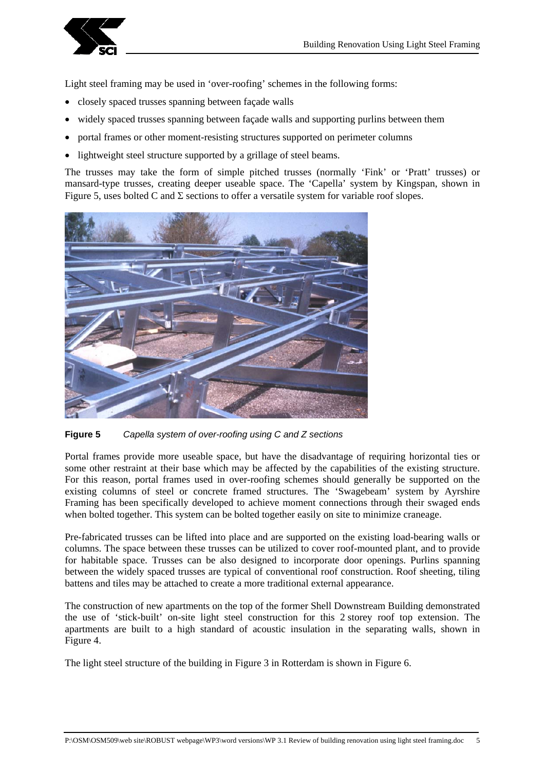Light steel framing may be used in 'over-roofing' schemes in the following forms:

- closely spaced trusses spanning between façade walls
- widely spaced trusses spanning between façade walls and supporting purlins between them
- portal frames or other moment-resisting structures supported on perimeter columns
- lightweight steel structure supported by a grillage of steel beams.

The trusses may take the form of simple pitched trusses (normally 'Fink' or 'Pratt' trusses) or mansard-type trusses, creating deeper useable space. The 'Capella' system by Kingspan, shown in Figure 5, uses bolted C and Σ sections to offer a versatile system for variable roof slopes.

**Figure 5** *Capella system of over-roofing using C and Z sections*

Portal frames provide more useable space, but have the disadvantage of requiring horizontal ties or some other restraint at their base which may be affected by the capabilities of the existing structure. For this reason, portal frames used in over-roofing schemes should generally be supported on the existing columns of steel or concrete framed structures. The 'Swagebeam' system by Ayrshire Framing has been specifically developed to achieve moment connections through their swaged ends when bolted together. This system can be bolted together easily on site to minimize craneage.

Pre-fabricated trusses can be lifted into place and are supported on the existing load-bearing walls or columns. The space between these trusses can be utilized to cover roof-mounted plant, and to provide for habitable space. Trusses can be also designed to incorporate door openings. Purlins spanning between the widely spaced trusses are typical of conventional roof construction. Roof sheeting, tiling battens and tiles may be attached to create a more traditional external appearance.

The construction of new apartments on the top of the former Shell Downstream Building demonstrated the use of 'stick-built' on-site light steel construction for this 2 storey roof top extension. The apartments are built to a high standard of acoustic insulation in the separating walls, shown in Figure 4.

The light steel structure of the building in Figure 3 in Rotterdam is shown in Figure 6.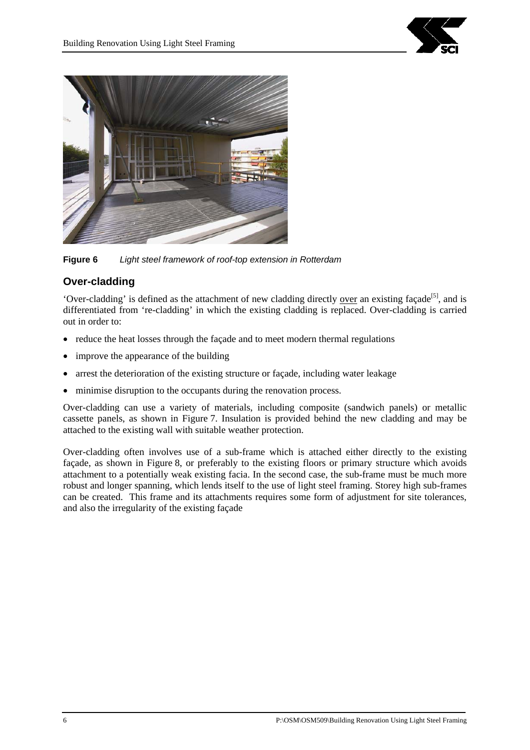**Figure 6** *Light steel framework of roof-top extension in Rotterdam*

## Over-cladding

'Over-cladding' is defined as the attachment of new cladding directly over an existing façade[5], and is differentiated from 're-cladding' in which the existing cladding is replaced. Over-cladding is carried out in order to:

- reduce the heat losses through the façade and to meet modern thermal regulations
- improve the appearance of the building
- arrest the deterioration of the existing structure or façade, including water leakage
- minimise disruption to the occupants during the renovation process.

Over-cladding can use a variety of materials, including composite (sandwich panels) or metallic cassette panels, as shown in Figure 7. Insulation is provided behind the new cladding and may be attached to the existing wall with suitable weather protection.

Over-cladding often involves use of a sub-frame which is attached either directly to the existing façade, as shown in Figure 8, or preferably to the existing floors or primary structure which avoids attachment to a potentially weak existing facia. In the second case, the sub-frame must be much more robust and longer spanning, which lends itself to the use of light steel framing. Storey high sub-frames can be created. This frame and its attachments requires some form of adjustment for site tolerances, and also the irregularity of the existing façade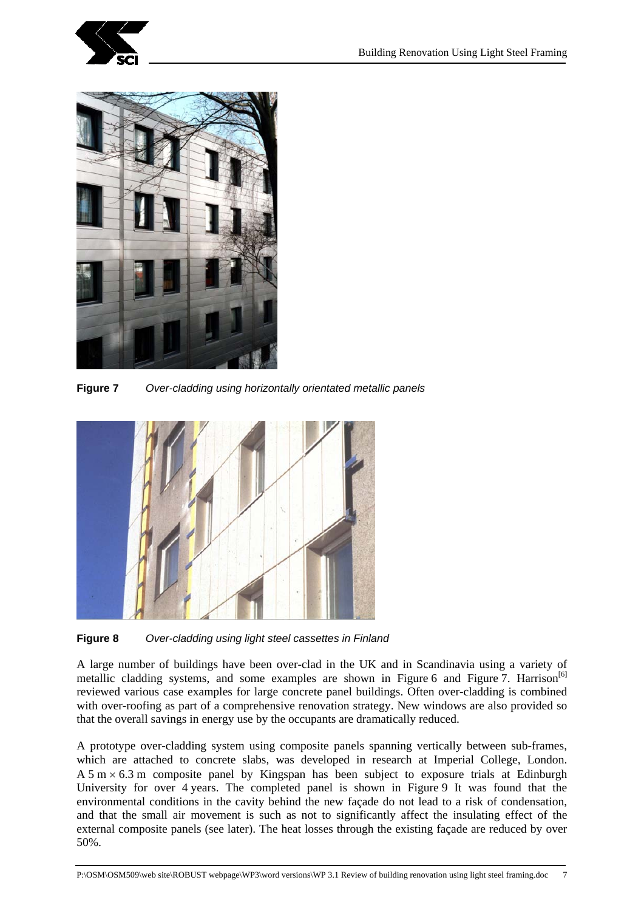**Figure 7** *Over-cladding using horizontally orientated metallic panels*

**Figure 8** *Over-cladding using light steel cassettes in Finland*

A large number of buildings have been over-clad in the UK and in Scandinavia using a variety of metallic cladding systems, and some examples are shown in Figure 6 and Figure 7. Harrison[6] reviewed various case examples for large concrete panel buildings. Often over-cladding is combined with over-roofing as part of a comprehensive renovation strategy. New windows are also provided so that the overall savings in energy use by the occupants are dramatically reduced.

A prototype over-cladding system using composite panels spanning vertically between sub-frames, which are attached to concrete slabs, was developed in research at Imperial College, London. A 5 m × 6.3 m composite panel by Kingspan has been subject to exposure trials at Edinburgh University for over 4 years. The completed panel is shown in Figure 9 It was found that the environmental conditions in the cavity behind the new façade do not lead to a risk of condensation, and that the small air movement is such as not to significantly affect the insulating effect of the external composite panels (see later). The heat losses through the existing façade are reduced by over 50%.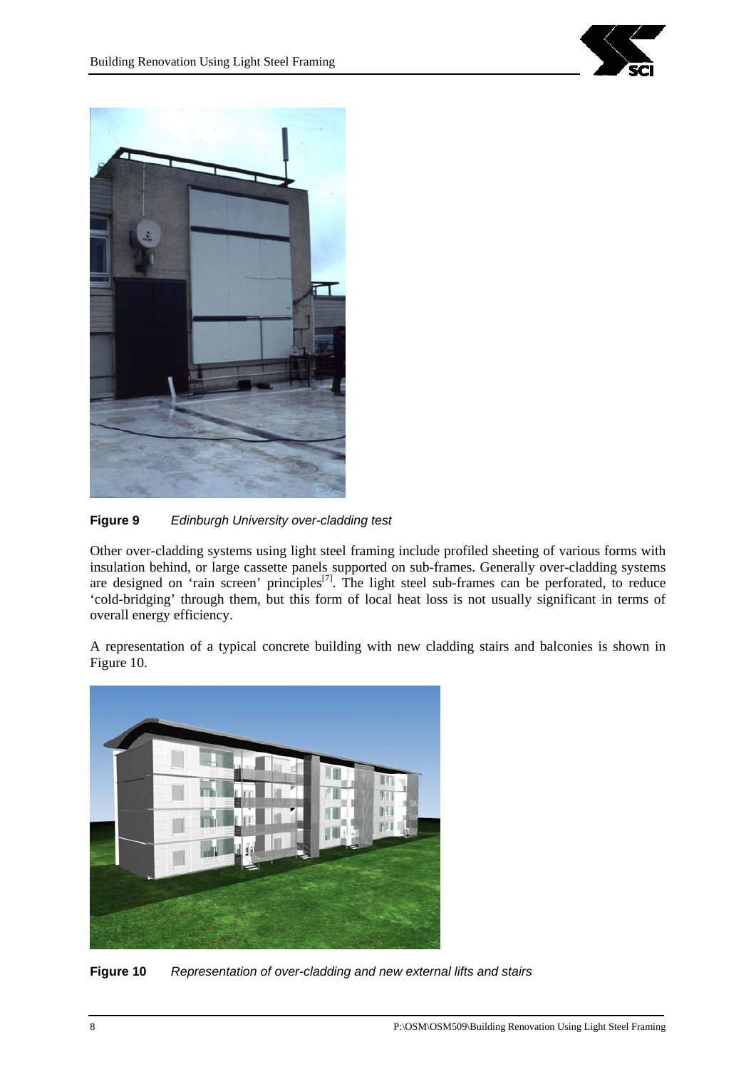**Figure 9** *Edinburgh University over-cladding test*

Other over-cladding systems using light steel framing include profiled sheeting of various forms with insulation behind, or large cassette panels supported on sub-frames. Generally over-cladding systems are designed on 'rain screen' principles[7]. The light steel sub-frames can be perforated, to reduce 'cold-bridging' through them, but this form of local heat loss is not usually significant in terms of overall energy efficiency.

A representation of a typical concrete building with new cladding stairs and balconies is shown in Figure 10.

**Figure 10** *Representation of over-cladding and new external lifts and stairs*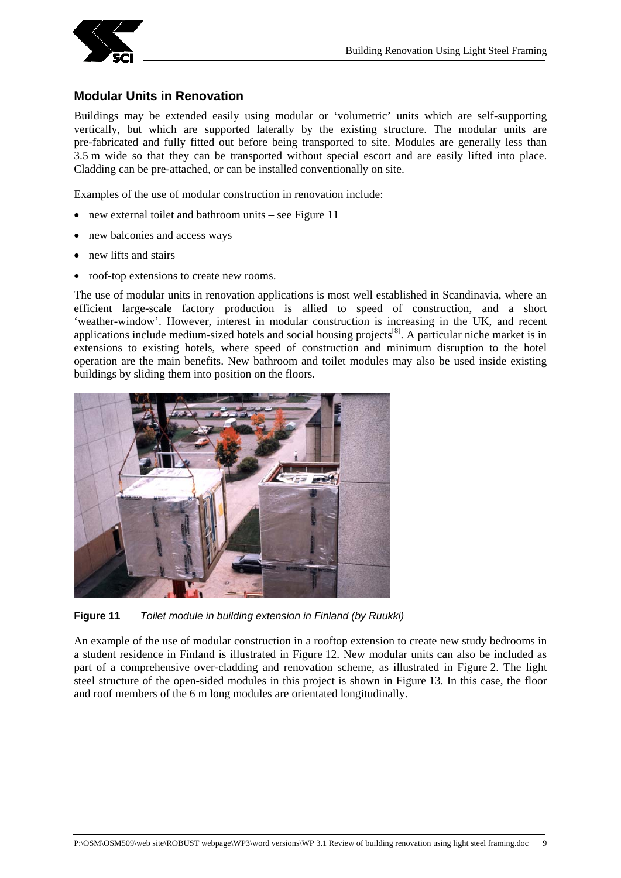## Modular Units in Renovation

Buildings may be extended easily using modular or 'volumetric' units which are self-supporting vertically, but which are supported laterally by the existing structure. The modular units are pre-fabricated and fully fitted out before being transported to site. Modules are generally less than 3.5 m wide so that they can be transported without special escort and are easily lifted into place. Cladding can be pre-attached, or can be installed conventionally on site.

Examples of the use of modular construction in renovation include:

- new external toilet and bathroom units – see Figure 11
- new balconies and access ways
- new lifts and stairs
- roof-top extensions to create new rooms.

The use of modular units in renovation applications is most well established in Scandinavia, where an efficient large-scale factory production is allied to speed of construction, and a short 'weather-window'. However, interest in modular construction is increasing in the UK, and recent applications include medium-sized hotels and social housing projects[8]. A particular niche market is in extensions to existing hotels, where speed of construction and minimum disruption to the hotel operation are the main benefits. New bathroom and toilet modules may also be used inside existing buildings by sliding them into position on the floors.

**Figure 11** *Toilet module in building extension in Finland (by Ruukki)*

An example of the use of modular construction in a rooftop extension to create new study bedrooms in a student residence in Finland is illustrated in Figure 12. New modular units can also be included as part of a comprehensive over-cladding and renovation scheme, as illustrated in Figure 2. The light steel structure of the open-sided modules in this project is shown in Figure 13. In this case, the floor and roof members of the 6 m long modules are orientated longitudinally.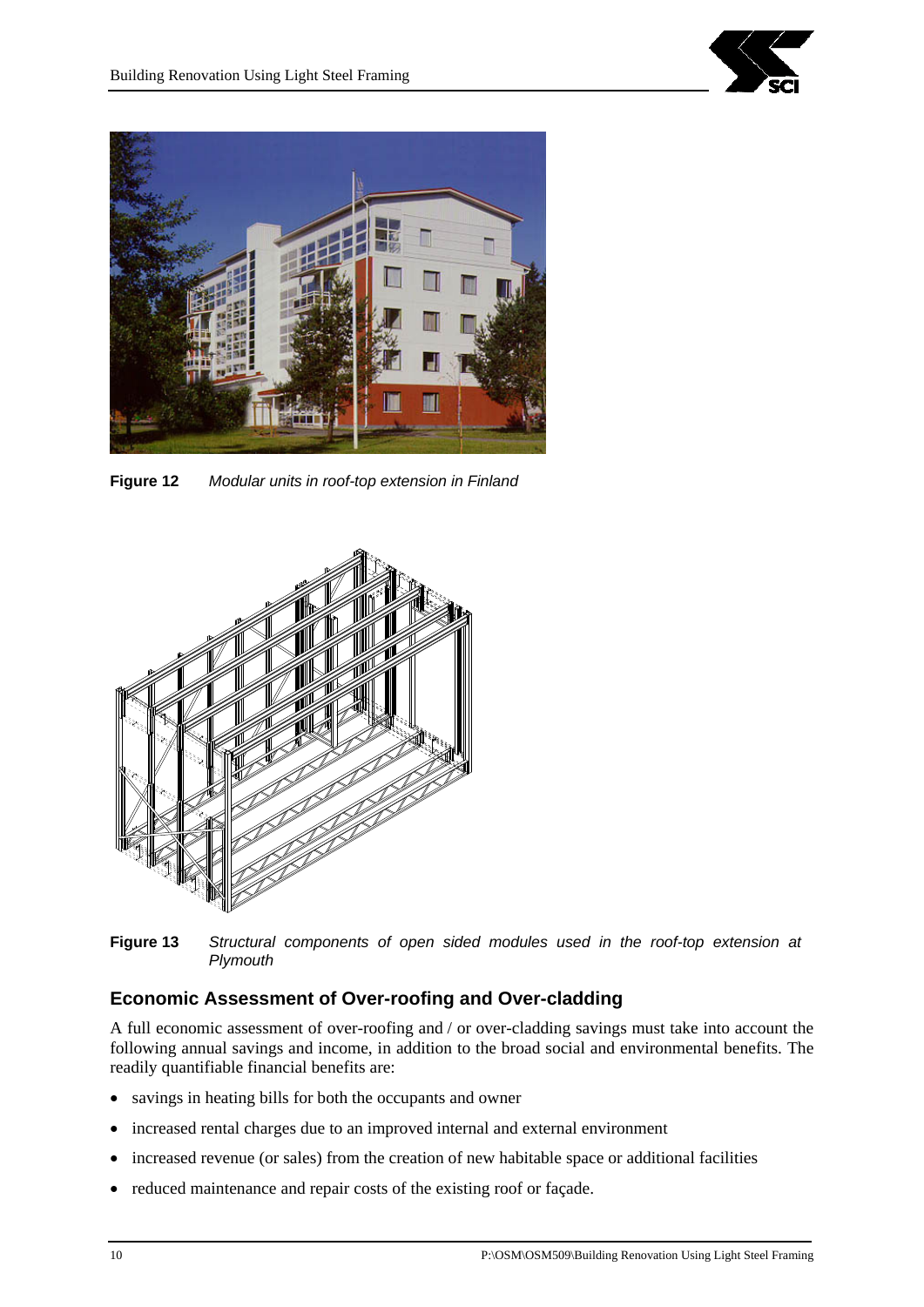**Figure 12** *Modular units in roof-top extension in Finland*

**Figure 13** *Structural components of open sided modules used in the roof-top extension at Plymouth*

## Economic Assessment of Over-roofing and Over-cladding

A full economic assessment of over-roofing and / or over-cladding savings must take into account the following annual savings and income, in addition to the broad social and environmental benefits. The readily quantifiable financial benefits are:

- savings in heating bills for both the occupants and owner
- increased rental charges due to an improved internal and external environment
- increased revenue (or sales) from the creation of new habitable space or additional facilities
- reduced maintenance and repair costs of the existing roof or façade.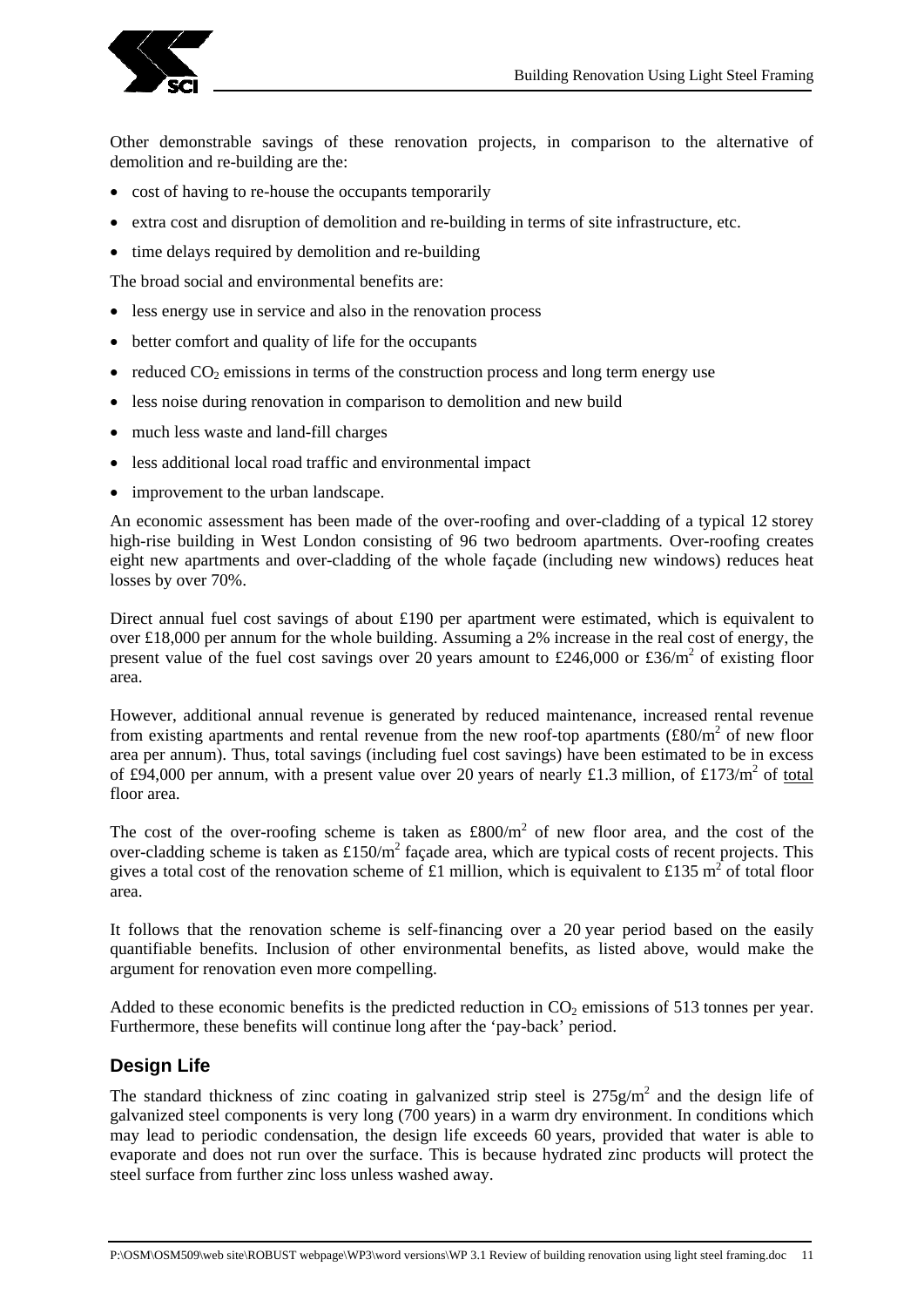Other demonstrable savings of these renovation projects, in comparison to the alternative of demolition and re-building are the:

- cost of having to re-house the occupants temporarily
- extra cost and disruption of demolition and re-building in terms of site infrastructure, etc.
- time delays required by demolition and re-building

The broad social and environmental benefits are:

- less energy use in service and also in the renovation process
- better comfort and quality of life for the occupants
- reduced $CO_2$ emissions in terms of the construction process and long term energy use
- less noise during renovation in comparison to demolition and new build
- much less waste and land-fill charges
- less additional local road traffic and environmental impact
- improvement to the urban landscape.

An economic assessment has been made of the over-roofing and over-cladding of a typical 12 storey high-rise building in West London consisting of 96 two bedroom apartments. Over-roofing creates eight new apartments and over-cladding of the whole façade (including new windows) reduces heat losses by over 70%.

Direct annual fuel cost savings of about £190 per apartment were estimated, which is equivalent to over £18,000 per annum for the whole building. Assuming a 2% increase in the real cost of energy, the present value of the fuel cost savings over 20 years amount to £246,000 or £36/$m^2$ of existing floor area.

However, additional annual revenue is generated by reduced maintenance, increased rental revenue from existing apartments and rental revenue from the new roof-top apartments (£80/$m^2$ of new floor area per annum). Thus, total savings (including fuel cost savings) have been estimated to be in excess of £94,000 per annum, with a present value over 20 years of nearly £1.3 million, of £173/$m^2$ of <u>total</u> floor area.

The cost of the over-roofing scheme is taken as £800/$m^2$ of new floor area, and the cost of the over-cladding scheme is taken as £150/$m^2$ façade area, which are typical costs of recent projects. This gives a total cost of the renovation scheme of £1 million, which is equivalent to £135 $m^2$ of total floor area.

It follows that the renovation scheme is self-financing over a 20 year period based on the easily quantifiable benefits. Inclusion of other environmental benefits, as listed above, would make the argument for renovation even more compelling.

Added to these economic benefits is the predicted reduction in $CO_2$ emissions of 513 tonnes per year. Furthermore, these benefits will continue long after the 'pay-back' period.

## Design Life

The standard thickness of zinc coating in galvanized strip steel is 275g/$m^2$ and the design life of galvanized steel components is very long (700 years) in a warm dry environment. In conditions which may lead to periodic condensation, the design life exceeds 60 years, provided that water is able to evaporate and does not run over the surface. This is because hydrated zinc products will protect the steel surface from further zinc loss unless washed away.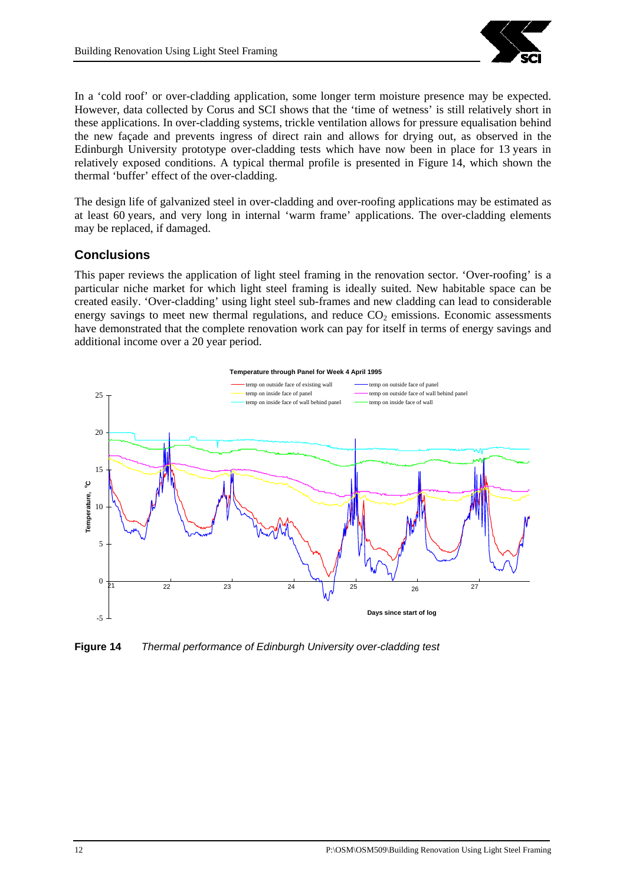In a 'cold roof' or over-cladding application, some longer term moisture presence may be expected. However, data collected by Corus and SCI shows that the 'time of wetness' is still relatively short in these applications. In over-cladding systems, trickle ventilation allows for pressure equalisation behind the new façade and prevents ingress of direct rain and allows for drying out, as observed in the Edinburgh University prototype over-cladding tests which have now been in place for 13 years in relatively exposed conditions. A typical thermal profile is presented in Figure 14, which shown the thermal 'buffer' effect of the over-cladding.

The design life of galvanized steel in over-cladding and over-roofing applications may be estimated as at least 60 years, and very long in internal 'warm frame' applications. The over-cladding elements may be replaced, if damaged.

## Conclusions

This paper reviews the application of light steel framing in the renovation sector. 'Over-roofing' is a particular niche market for which light steel framing is ideally suited. New habitable space can be created easily. 'Over-cladding' using light steel sub-frames and new cladding can lead to considerable energy savings to meet new thermal regulations, and reduce $CO_2$ emissions. Economic assessments have demonstrated that the complete renovation work can pay for itself in terms of energy savings and additional income over a 20 year period.

**Figure 14** *Thermal performance of Edinburgh University over-cladding test*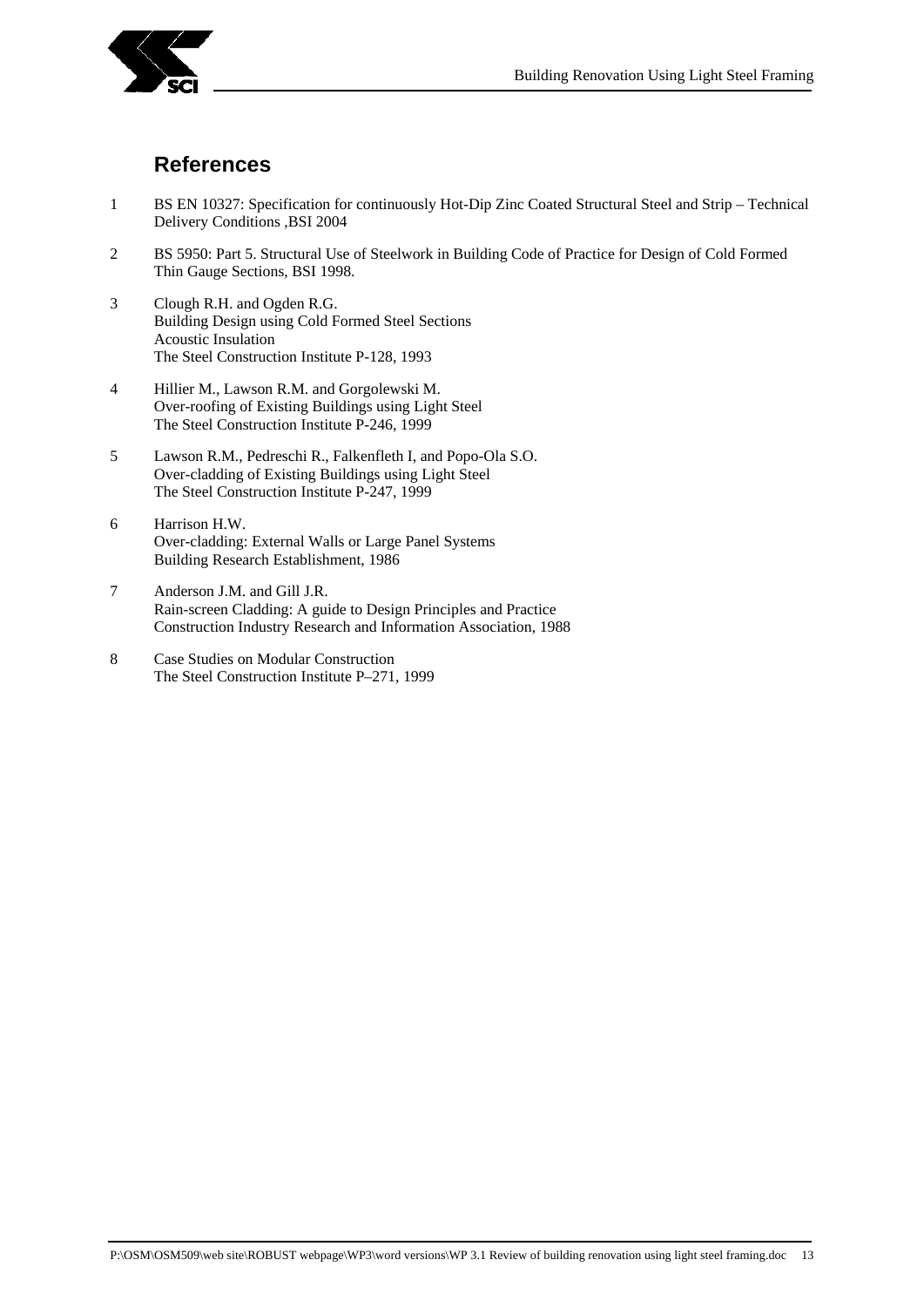## References

1. BS EN 10327: Specification for continuously Hot-Dip Zinc Coated Structural Steel and Strip – Technical Delivery Conditions ,BSI 2004

2. BS 5950: Part 5. Structural Use of Steelwork in Building Code of Practice for Design of Cold Formed Thin Gauge Sections, BSI 1998.

3. Clough R.H. and Ogden R.G.
   Building Design using Cold Formed Steel Sections
   Acoustic Insulation
   The Steel Construction Institute P-128, 1993

4. Hillier M., Lawson R.M. and Gorgolewski M.
   Over-roofing of Existing Buildings using Light Steel
   The Steel Construction Institute P-246, 1999

5. Lawson R.M., Pedreschi R., Falkenfleth I, and Popo-Ola S.O.
   Over-cladding of Existing Buildings using Light Steel
   The Steel Construction Institute P-247, 1999

6. Harrison H.W.
   Over-cladding: External Walls or Large Panel Systems
   Building Research Establishment, 1986

7. Anderson J.M. and Gill J.R.
   Rain-screen Cladding: A guide to Design Principles and Practice
   Construction Industry Research and Information Association, 1988

8. Case Studies on Modular Construction
   The Steel Construction Institute P–271, 1999